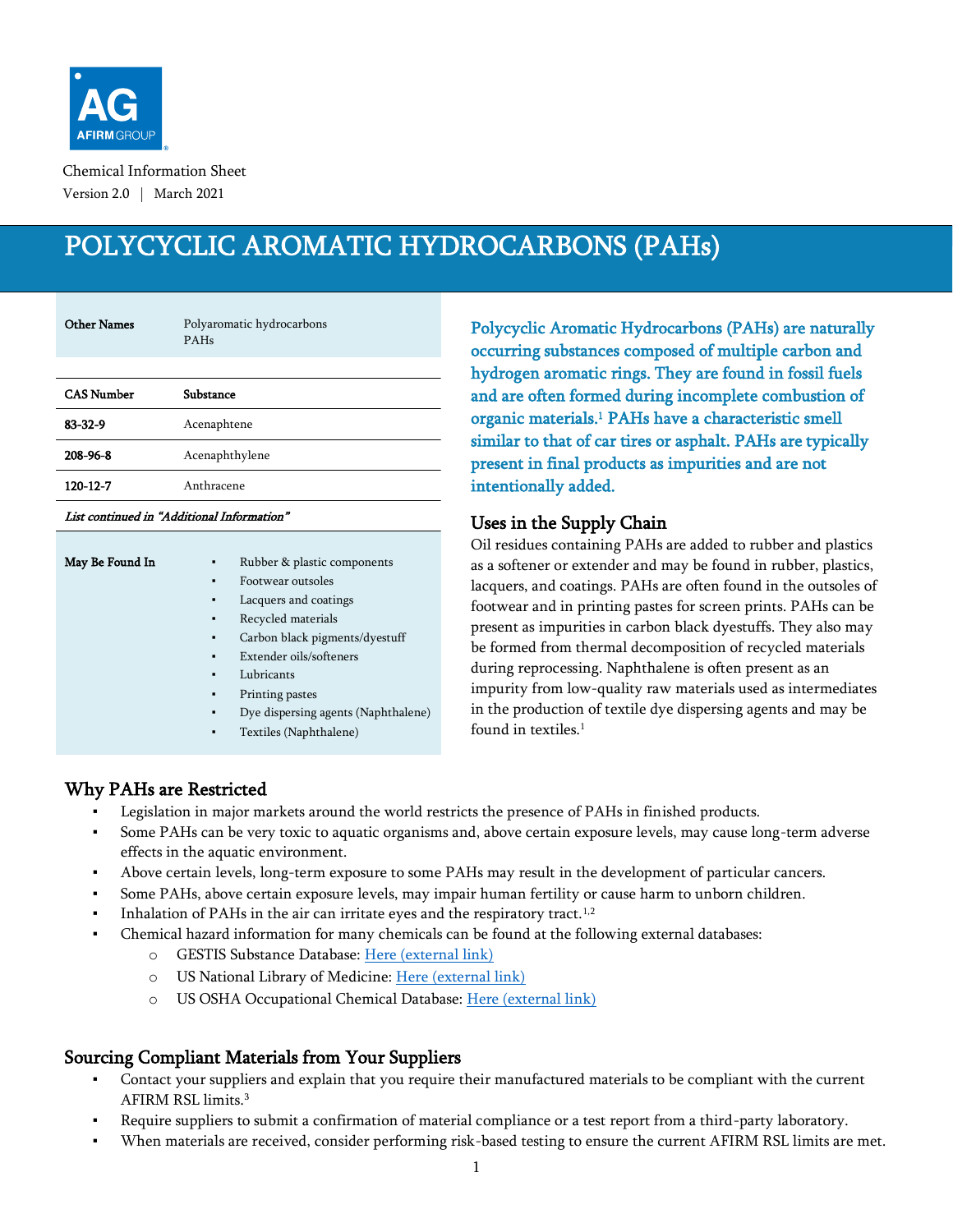AFIRM GROUP

Chemical Information Sheet
Version 2.0 | March 2021

# POLYCYCLIC AROMATIC HYDROCARBONS (PAHs)

| **Other Names** | Polyaromatic hydrocarbons<br>PAHs |
|---|---|

| **CAS Number** | **Substance** |
|---|---|
| **83-32-9** | Acenaphtene |
| **208-96-8** | Acenaphthylene |
| **120-12-7** | Anthracene |

***List continued in "Additional Information"***

**May Be Found In**

- Rubber & plastic components
- Footwear outsoles
- Lacquers and coatings
- Recycled materials
- Carbon black pigments/dyestuff
- Extender oils/softeners
- Lubricants
- Printing pastes
- Dye dispersing agents (Naphthalene)
- Textiles (Naphthalene)

**Polycyclic Aromatic Hydrocarbons (PAHs) are naturally occurring substances composed of multiple carbon and hydrogen aromatic rings. They are found in fossil fuels and are often formed during incomplete combustion of organic materials.[1] PAHs have a characteristic smell similar to that of car tires or asphalt. PAHs are typically present in final products as impurities and are not intentionally added.**

## Uses in the Supply Chain

Oil residues containing PAHs are added to rubber and plastics as a softener or extender and may be found in rubber, plastics, lacquers, and coatings. PAHs are often found in the outsoles of footwear and in printing pastes for screen prints. PAHs can be present as impurities in carbon black dyestuffs. They also may be formed from thermal decomposition of recycled materials during reprocessing. Naphthalene is often present as an impurity from low-quality raw materials used as intermediates in the production of textile dye dispersing agents and may be found in textiles.[1]

## Why PAHs are Restricted

- Legislation in major markets around the world restricts the presence of PAHs in finished products.
- Some PAHs can be very toxic to aquatic organisms and, above certain exposure levels, may cause long-term adverse effects in the aquatic environment.
- Above certain levels, long-term exposure to some PAHs may result in the development of particular cancers.
- Some PAHs, above certain exposure levels, may impair human fertility or cause harm to unborn children.
- Inhalation of PAHs in the air can irritate eyes and the respiratory tract.[1,2]
- Chemical hazard information for many chemicals can be found at the following external databases:
  - GESTIS Substance Database: Here (external link)
  - US National Library of Medicine: Here (external link)
  - US OSHA Occupational Chemical Database: Here (external link)

## Sourcing Compliant Materials from Your Suppliers

- Contact your suppliers and explain that you require their manufactured materials to be compliant with the current AFIRM RSL limits.[3]
- Require suppliers to submit a confirmation of material compliance or a test report from a third-party laboratory.
- When materials are received, consider performing risk-based testing to ensure the current AFIRM RSL limits are met.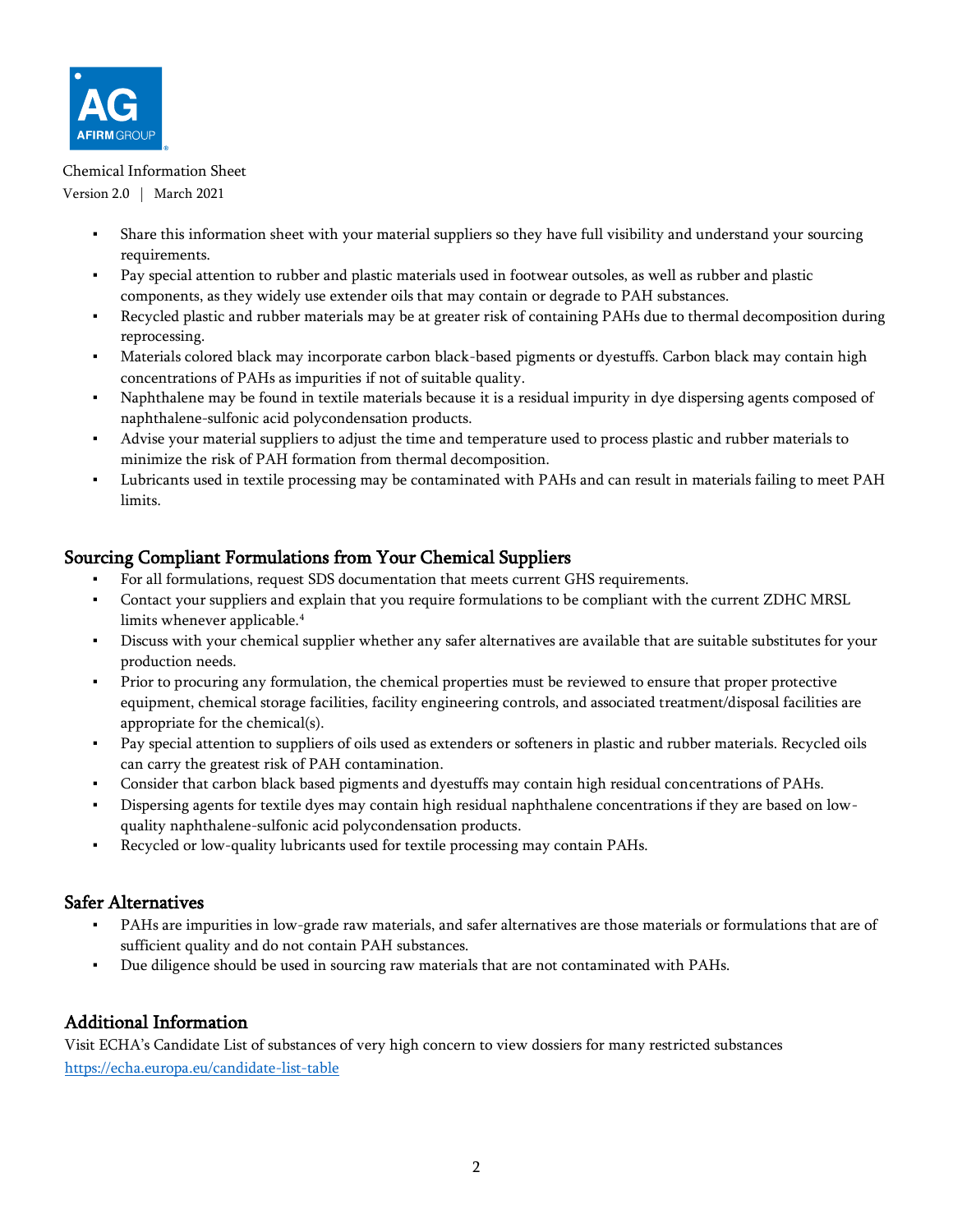- Share this information sheet with your material suppliers so they have full visibility and understand your sourcing requirements.
- Pay special attention to rubber and plastic materials used in footwear outsoles, as well as rubber and plastic components, as they widely use extender oils that may contain or degrade to PAH substances.
- Recycled plastic and rubber materials may be at greater risk of containing PAHs due to thermal decomposition during reprocessing.
- Materials colored black may incorporate carbon black-based pigments or dyestuffs. Carbon black may contain high concentrations of PAHs as impurities if not of suitable quality.
- Naphthalene may be found in textile materials because it is a residual impurity in dye dispersing agents composed of naphthalene-sulfonic acid polycondensation products.
- Advise your material suppliers to adjust the time and temperature used to process plastic and rubber materials to minimize the risk of PAH formation from thermal decomposition.
- Lubricants used in textile processing may be contaminated with PAHs and can result in materials failing to meet PAH limits.

## Sourcing Compliant Formulations from Your Chemical Suppliers

- For all formulations, request SDS documentation that meets current GHS requirements.
- Contact your suppliers and explain that you require formulations to be compliant with the current ZDHC MRSL limits whenever applicable.[4]
- Discuss with your chemical supplier whether any safer alternatives are available that are suitable substitutes for your production needs.
- Prior to procuring any formulation, the chemical properties must be reviewed to ensure that proper protective equipment, chemical storage facilities, facility engineering controls, and associated treatment/disposal facilities are appropriate for the chemical(s).
- Pay special attention to suppliers of oils used as extenders or softeners in plastic and rubber materials. Recycled oils can carry the greatest risk of PAH contamination.
- Consider that carbon black based pigments and dyestuffs may contain high residual concentrations of PAHs.
- Dispersing agents for textile dyes may contain high residual naphthalene concentrations if they are based on low-quality naphthalene-sulfonic acid polycondensation products.
- Recycled or low-quality lubricants used for textile processing may contain PAHs.

## Safer Alternatives

- PAHs are impurities in low-grade raw materials, and safer alternatives are those materials or formulations that are of sufficient quality and do not contain PAH substances.
- Due diligence should be used in sourcing raw materials that are not contaminated with PAHs.

## Additional Information

Visit ECHA's Candidate List of substances of very high concern to view dossiers for many restricted substances
https://echa.europa.eu/candidate-list-table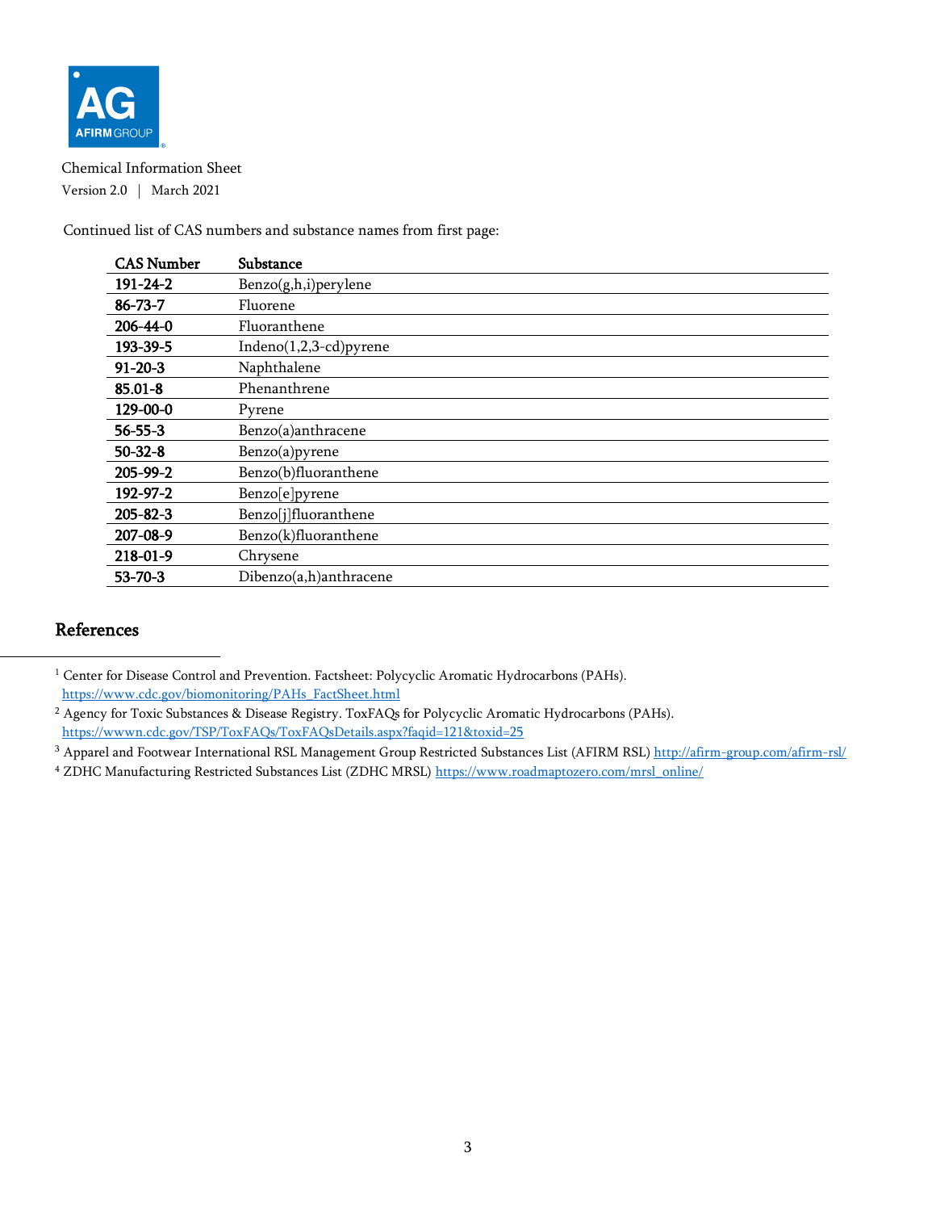Chemical Information Sheet

Version 2.0 | March 2021

Continued list of CAS numbers and substance names from first page:

| CAS Number | Substance |
|---|---|
| 191-24-2 | Benzo(g,h,i)perylene |
| 86-73-7 | Fluorene |
| 206-44-0 | Fluoranthene |
| 193-39-5 | Indeno(1,2,3-cd)pyrene |
| 91-20-3 | Naphthalene |
| 85.01-8 | Phenanthrene |
| 129-00-0 | Pyrene |
| 56-55-3 | Benzo(a)anthracene |
| 50-32-8 | Benzo(a)pyrene |
| 205-99-2 | Benzo(b)fluoranthene |
| 192-97-2 | Benzo[e]pyrene |
| 205-82-3 | Benzo[j]fluoranthene |
| 207-08-9 | Benzo(k)fluoranthene |
| 218-01-9 | Chrysene |
| 53-70-3 | Dibenzo(a,h)anthracene |

## References

[1] Center for Disease Control and Prevention. Factsheet: Polycyclic Aromatic Hydrocarbons (PAHs). https://www.cdc.gov/biomonitoring/PAHs_FactSheet.html

[2] Agency for Toxic Substances & Disease Registry. ToxFAQs for Polycyclic Aromatic Hydrocarbons (PAHs). https://wwwn.cdc.gov/TSP/ToxFAQs/ToxFAQsDetails.aspx?faqid=121&toxid=25

[3] Apparel and Footwear International RSL Management Group Restricted Substances List (AFIRM RSL) http://afirm-group.com/afirm-rsl/

[4] ZDHC Manufacturing Restricted Substances List (ZDHC MRSL) https://www.roadmaptozero.com/mrsl_online/